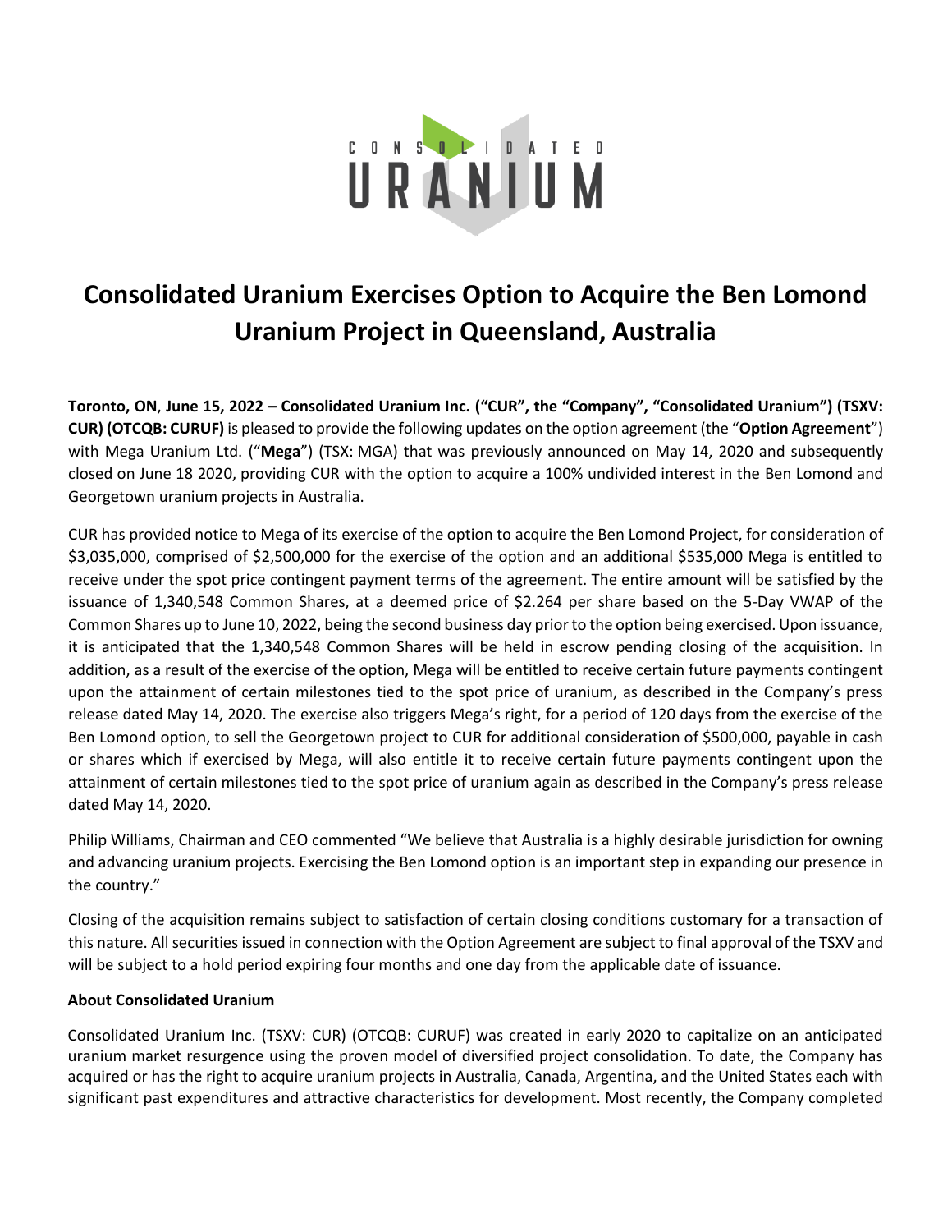# Consolidated Uranium Exercises Option to Acquire the Ben Lomond Uranium Project in Queensland, Australia

**Toronto, ON, June 15, 2022 – Consolidated Uranium Inc. ("CUR", the "Company", "Consolidated Uranium") (TSXV: CUR) (OTCQB: CURUF)** is pleased to provide the following updates on the option agreement (the "**Option Agreement**") with Mega Uranium Ltd. ("**Mega**") (TSX: MGA) that was previously announced on May 14, 2020 and subsequently closed on June 18 2020, providing CUR with the option to acquire a 100% undivided interest in the Ben Lomond and Georgetown uranium projects in Australia.

CUR has provided notice to Mega of its exercise of the option to acquire the Ben Lomond Project, for consideration of $3,035,000, comprised of $2,500,000 for the exercise of the option and an additional $535,000 Mega is entitled to receive under the spot price contingent payment terms of the agreement. The entire amount will be satisfied by the issuance of 1,340,548 Common Shares, at a deemed price of $2.264 per share based on the 5-Day VWAP of the Common Shares up to June 10, 2022, being the second business day prior to the option being exercised. Upon issuance, it is anticipated that the 1,340,548 Common Shares will be held in escrow pending closing of the acquisition. In addition, as a result of the exercise of the option, Mega will be entitled to receive certain future payments contingent upon the attainment of certain milestones tied to the spot price of uranium, as described in the Company's press release dated May 14, 2020. The exercise also triggers Mega's right, for a period of 120 days from the exercise of the Ben Lomond option, to sell the Georgetown project to CUR for additional consideration of $500,000, payable in cash or shares which if exercised by Mega, will also entitle it to receive certain future payments contingent upon the attainment of certain milestones tied to the spot price of uranium again as described in the Company's press release dated May 14, 2020.

Philip Williams, Chairman and CEO commented "We believe that Australia is a highly desirable jurisdiction for owning and advancing uranium projects. Exercising the Ben Lomond option is an important step in expanding our presence in the country."

Closing of the acquisition remains subject to satisfaction of certain closing conditions customary for a transaction of this nature. All securities issued in connection with the Option Agreement are subject to final approval of the TSXV and will be subject to a hold period expiring four months and one day from the applicable date of issuance.

**About Consolidated Uranium**

Consolidated Uranium Inc. (TSXV: CUR) (OTCQB: CURUF) was created in early 2020 to capitalize on an anticipated uranium market resurgence using the proven model of diversified project consolidation. To date, the Company has acquired or has the right to acquire uranium projects in Australia, Canada, Argentina, and the United States each with significant past expenditures and attractive characteristics for development. Most recently, the Company completed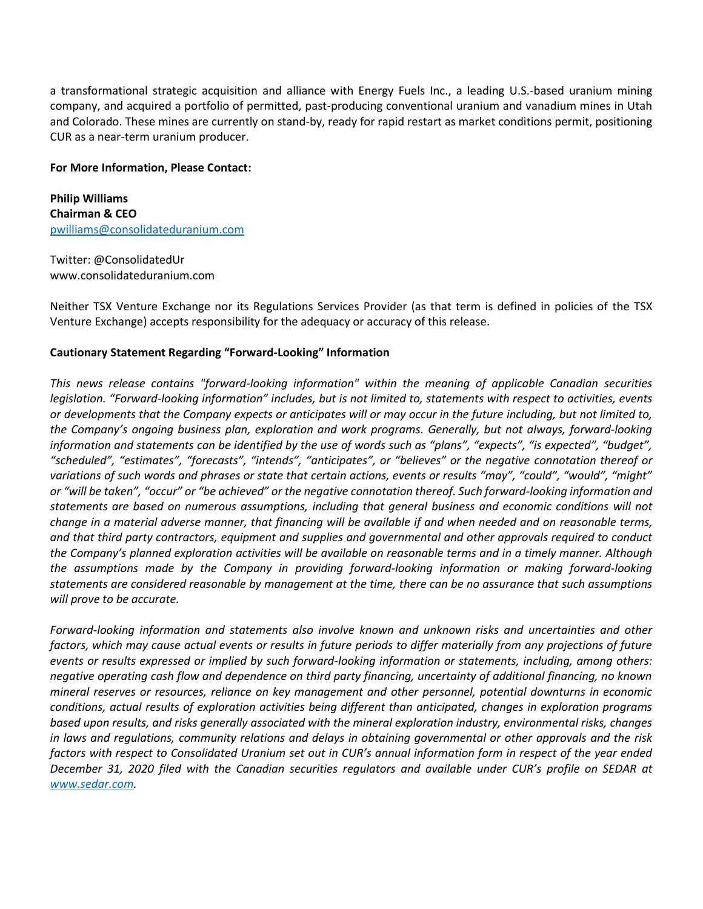a transformational strategic acquisition and alliance with Energy Fuels Inc., a leading U.S.-based uranium mining company, and acquired a portfolio of permitted, past-producing conventional uranium and vanadium mines in Utah and Colorado. These mines are currently on stand-by, ready for rapid restart as market conditions permit, positioning CUR as a near-term uranium producer.

**For More Information, Please Contact:**

**Philip Williams**
**Chairman & CEO**
pwilliams@consolidateduranium.com

Twitter: @ConsolidatedUr
www.consolidateduranium.com

Neither TSX Venture Exchange nor its Regulations Services Provider (as that term is defined in policies of the TSX Venture Exchange) accepts responsibility for the adequacy or accuracy of this release.

**Cautionary Statement Regarding "Forward-Looking" Information**

*This news release contains "forward-looking information" within the meaning of applicable Canadian securities legislation. "Forward-looking information" includes, but is not limited to, statements with respect to activities, events or developments that the Company expects or anticipates will or may occur in the future including, but not limited to, the Company's ongoing business plan, exploration and work programs. Generally, but not always, forward-looking information and statements can be identified by the use of words such as "plans", "expects", "is expected", "budget", "scheduled", "estimates", "forecasts", "intends", "anticipates", or "believes" or the negative connotation thereof or variations of such words and phrases or state that certain actions, events or results "may", "could", "would", "might" or "will be taken", "occur" or "be achieved" or the negative connotation thereof. Such forward-looking information and statements are based on numerous assumptions, including that general business and economic conditions will not change in a material adverse manner, that financing will be available if and when needed and on reasonable terms, and that third party contractors, equipment and supplies and governmental and other approvals required to conduct the Company's planned exploration activities will be available on reasonable terms and in a timely manner. Although the assumptions made by the Company in providing forward-looking information or making forward-looking statements are considered reasonable by management at the time, there can be no assurance that such assumptions will prove to be accurate.*

*Forward-looking information and statements also involve known and unknown risks and uncertainties and other factors, which may cause actual events or results in future periods to differ materially from any projections of future events or results expressed or implied by such forward-looking information or statements, including, among others: negative operating cash flow and dependence on third party financing, uncertainty of additional financing, no known mineral reserves or resources, reliance on key management and other personnel, potential downturns in economic conditions, actual results of exploration activities being different than anticipated, changes in exploration programs based upon results, and risks generally associated with the mineral exploration industry, environmental risks, changes in laws and regulations, community relations and delays in obtaining governmental or other approvals and the risk factors with respect to Consolidated Uranium set out in CUR's annual information form in respect of the year ended December 31, 2020 filed with the Canadian securities regulators and available under CUR's profile on SEDAR at www.sedar.com.*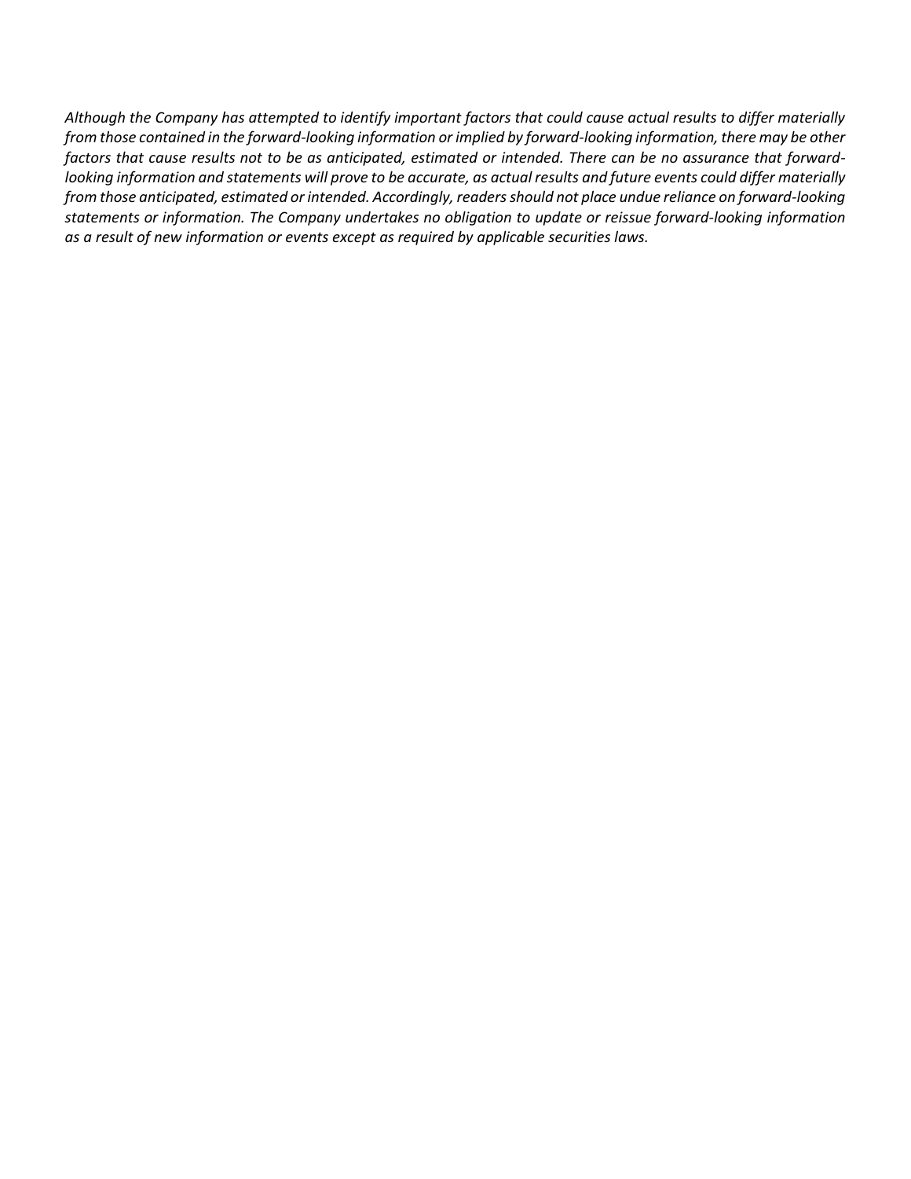*Although the Company has attempted to identify important factors that could cause actual results to differ materially from those contained in the forward-looking information or implied by forward-looking information, there may be other factors that cause results not to be as anticipated, estimated or intended. There can be no assurance that forward-looking information and statements will prove to be accurate, as actual results and future events could differ materially from those anticipated, estimated or intended. Accordingly, readers should not place undue reliance on forward-looking statements or information. The Company undertakes no obligation to update or reissue forward-looking information as a result of new information or events except as required by applicable securities laws.*